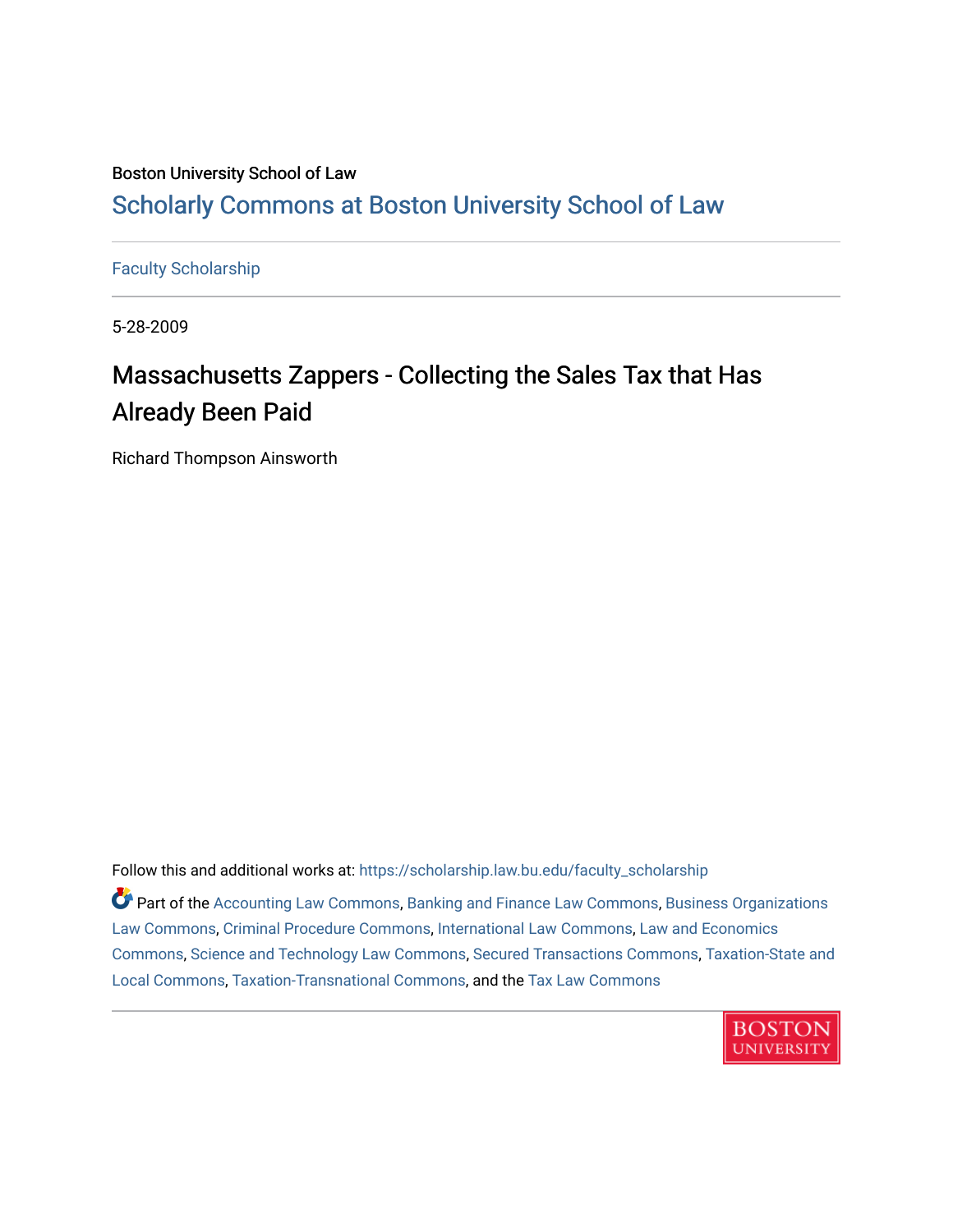Boston University School of Law

# Scholarly Commons at Boston University School of Law

Faculty Scholarship

5-28-2009

## Massachusetts Zappers - Collecting the Sales Tax that Has Already Been Paid

Richard Thompson Ainsworth

Follow this and additional works at: https://scholarship.law.bu.edu/faculty_scholarship

Part of the Accounting Law Commons, Banking and Finance Law Commons, Business Organizations Law Commons, Criminal Procedure Commons, International Law Commons, Law and Economics Commons, Science and Technology Law Commons, Secured Transactions Commons, Taxation-State and Local Commons, Taxation-Transnational Commons, and the Tax Law Commons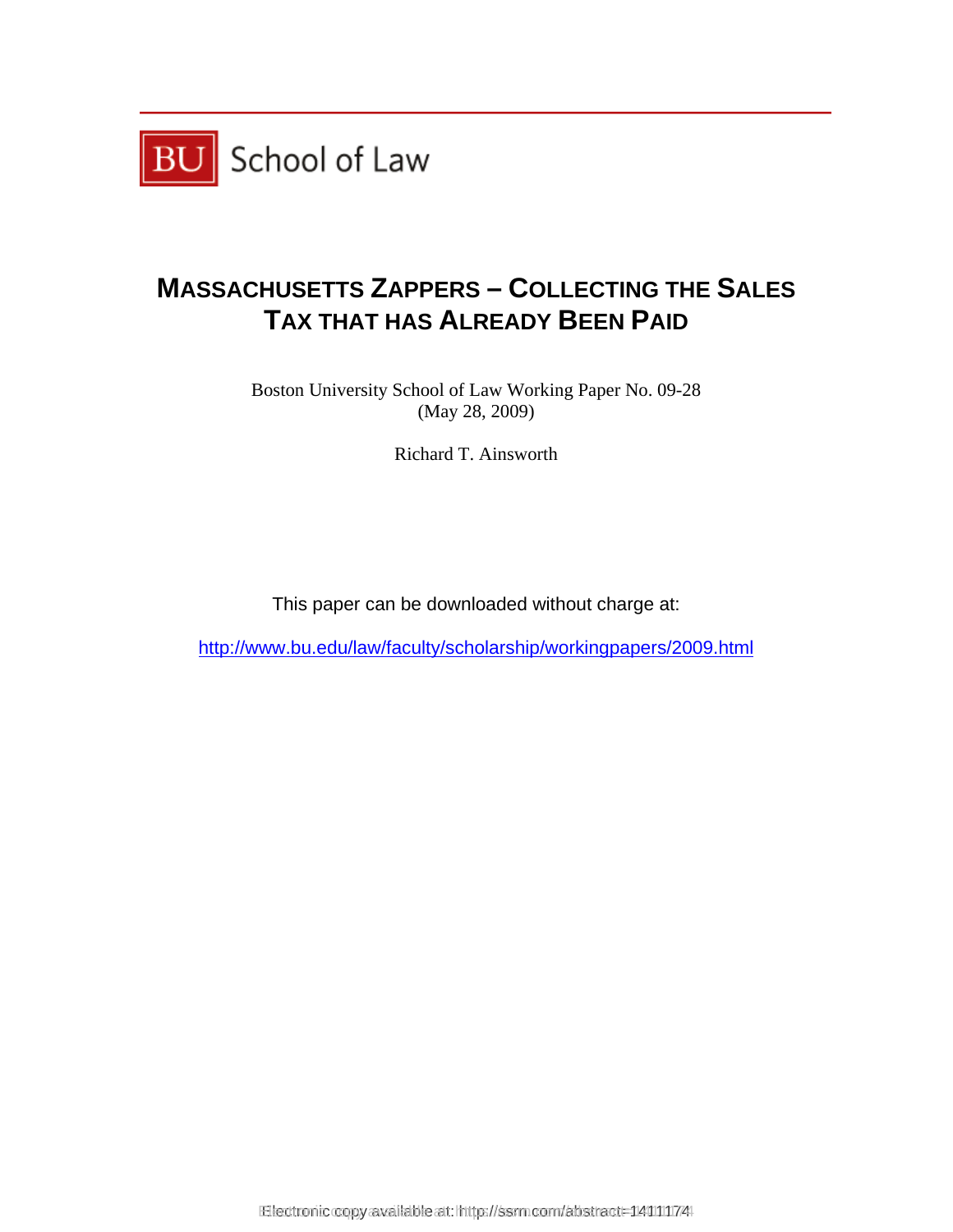BU School of Law

# MASSACHUSETTS ZAPPERS – COLLECTING THE SALES TAX THAT HAS ALREADY BEEN PAID

Boston University School of Law Working Paper No. 09-28
(May 28, 2009)

Richard T. Ainsworth

This paper can be downloaded without charge at:

http://www.bu.edu/law/faculty/scholarship/workingpapers/2009.html

Electronic copy available at: http://ssrn.com/abstract=1411174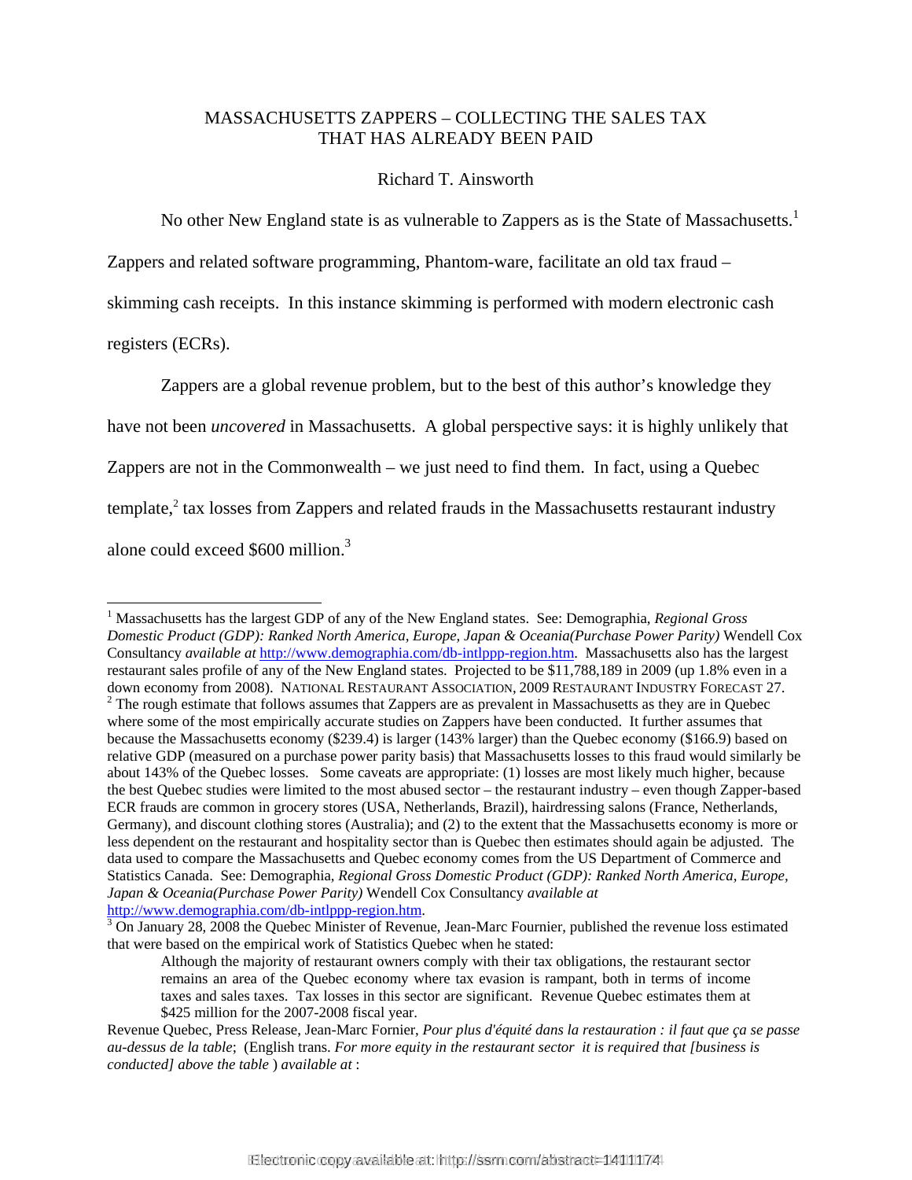# MASSACHUSETTS ZAPPERS – COLLECTING THE SALES TAX THAT HAS ALREADY BEEN PAID

Richard T. Ainsworth

No other New England state is as vulnerable to Zappers as is the State of Massachusetts.[1] Zappers and related software programming, Phantom-ware, facilitate an old tax fraud – skimming cash receipts. In this instance skimming is performed with modern electronic cash registers (ECRs).

Zappers are a global revenue problem, but to the best of this author's knowledge they have not been *uncovered* in Massachusetts. A global perspective says: it is highly unlikely that Zappers are not in the Commonwealth – we just need to find them. In fact, using a Quebec template,[2] tax losses from Zappers and related frauds in the Massachusetts restaurant industry alone could exceed $600 million.[3]

---

[1] Massachusetts has the largest GDP of any of the New England states. See: Demographia, *Regional Gross Domestic Product (GDP): Ranked North America, Europe, Japan & Oceania(Purchase Power Parity)* Wendell Cox Consultancy *available at* http://www.demographia.com/db-intlppp-region.htm. Massachusetts also has the largest restaurant sales profile of any of the New England states. Projected to be $11,788,189 in 2009 (up 1.8% even in a down economy from 2008). NATIONAL RESTAURANT ASSOCIATION, 2009 RESTAURANT INDUSTRY FORECAST 27.

[2] The rough estimate that follows assumes that Zappers are as prevalent in Massachusetts as they are in Quebec where some of the most empirically accurate studies on Zappers have been conducted. It further assumes that because the Massachusetts economy ($239.4) is larger (143% larger) than the Quebec economy ($166.9) based on relative GDP (measured on a purchase power parity basis) that Massachusetts losses to this fraud would similarly be about 143% of the Quebec losses. Some caveats are appropriate: (1) losses are most likely much higher, because the best Quebec studies were limited to the most abused sector – the restaurant industry – even though Zapper-based ECR frauds are common in grocery stores (USA, Netherlands, Brazil), hairdressing salons (France, Netherlands, Germany), and discount clothing stores (Australia); and (2) to the extent that the Massachusetts economy is more or less dependent on the restaurant and hospitality sector than is Quebec then estimates should again be adjusted. The data used to compare the Massachusetts and Quebec economy comes from the US Department of Commerce and Statistics Canada. See: Demographia, *Regional Gross Domestic Product (GDP): Ranked North America, Europe, Japan & Oceania(Purchase Power Parity)* Wendell Cox Consultancy *available at* http://www.demographia.com/db-intlppp-region.htm.

[3] On January 28, 2008 the Quebec Minister of Revenue, Jean-Marc Fournier, published the revenue loss estimated that were based on the empirical work of Statistics Quebec when he stated:

> Although the majority of restaurant owners comply with their tax obligations, the restaurant sector remains an area of the Quebec economy where tax evasion is rampant, both in terms of income taxes and sales taxes. Tax losses in this sector are significant. Revenue Quebec estimates them at $425 million for the 2007-2008 fiscal year.

Revenue Quebec, Press Release, Jean-Marc Fornier, *Pour plus d'équité dans la restauration : il faut que ça se passe au-dessus de la table*; (English trans. *For more equity in the restaurant sector it is required that [business is conducted] above the table* ) *available at* :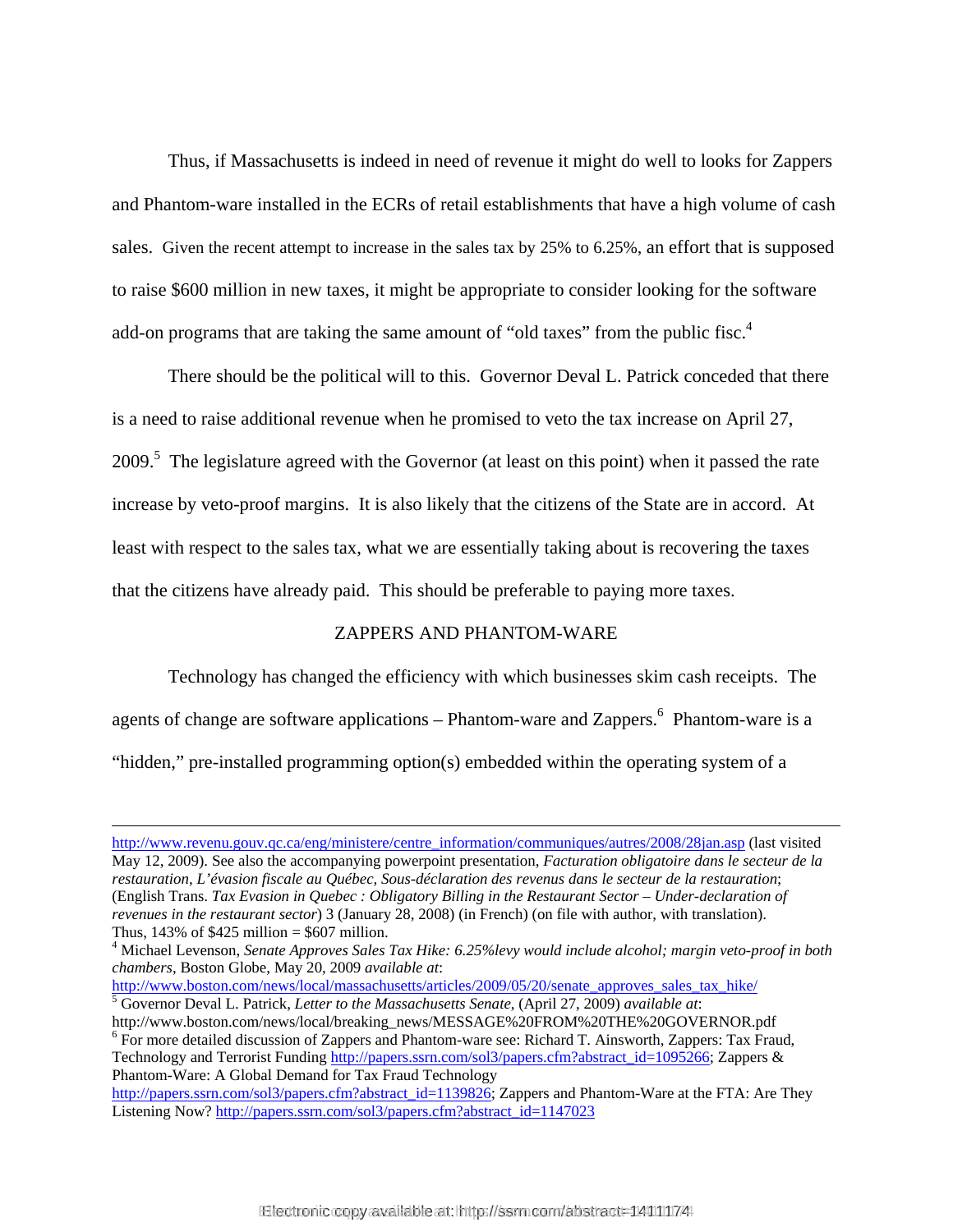Thus, if Massachusetts is indeed in need of revenue it might do well to looks for Zappers and Phantom-ware installed in the ECRs of retail establishments that have a high volume of cash sales. Given the recent attempt to increase in the sales tax by 25% to 6.25%, an effort that is supposed to raise $600 million in new taxes, it might be appropriate to consider looking for the software add-on programs that are taking the same amount of "old taxes" from the public fisc.[4]

There should be the political will to this. Governor Deval L. Patrick conceded that there is a need to raise additional revenue when he promised to veto the tax increase on April 27, 2009.[5] The legislature agreed with the Governor (at least on this point) when it passed the rate increase by veto-proof margins. It is also likely that the citizens of the State are in accord. At least with respect to the sales tax, what we are essentially taking about is recovering the taxes that the citizens have already paid. This should be preferable to paying more taxes.

## ZAPPERS AND PHANTOM-WARE

Technology has changed the efficiency with which businesses skim cash receipts. The agents of change are software applications – Phantom-ware and Zappers.[6] Phantom-ware is a "hidden," pre-installed programming option(s) embedded within the operating system of a

---

http://www.revenu.gouv.qc.ca/eng/ministere/centre_information/communiques/autres/2008/28jan.asp (last visited May 12, 2009). See also the accompanying powerpoint presentation, *Facturation obligatoire dans le secteur de la restauration, L'évasion fiscale au Québec, Sous-déclaration des revenus dans le secteur de la restauration*; (English Trans. *Tax Evasion in Quebec : Obligatory Billing in the Restaurant Sector – Under-declaration of revenues in the restaurant sector*) 3 (January 28, 2008) (in French) (on file with author, with translation). Thus, 143% of $425 million = $607 million.

[4] Michael Levenson, *Senate Approves Sales Tax Hike: 6.25%levy would include alcohol; margin veto-proof in both chambers*, Boston Globe, May 20, 2009 *available at*: http://www.boston.com/news/local/massachusetts/articles/2009/05/20/senate_approves_sales_tax_hike/

[5] Governor Deval L. Patrick, *Letter to the Massachusetts Senate*, (April 27, 2009) *available at*: http://www.boston.com/news/local/breaking_news/MESSAGE%20FROM%20THE%20GOVERNOR.pdf

[6] For more detailed discussion of Zappers and Phantom-ware see: Richard T. Ainsworth, Zappers: Tax Fraud, Technology and Terrorist Funding http://papers.ssrn.com/sol3/papers.cfm?abstract_id=1095266; Zappers & Phantom-Ware: A Global Demand for Tax Fraud Technology http://papers.ssrn.com/sol3/papers.cfm?abstract_id=1139826; Zappers and Phantom-Ware at the FTA: Are They Listening Now? http://papers.ssrn.com/sol3/papers.cfm?abstract_id=1147023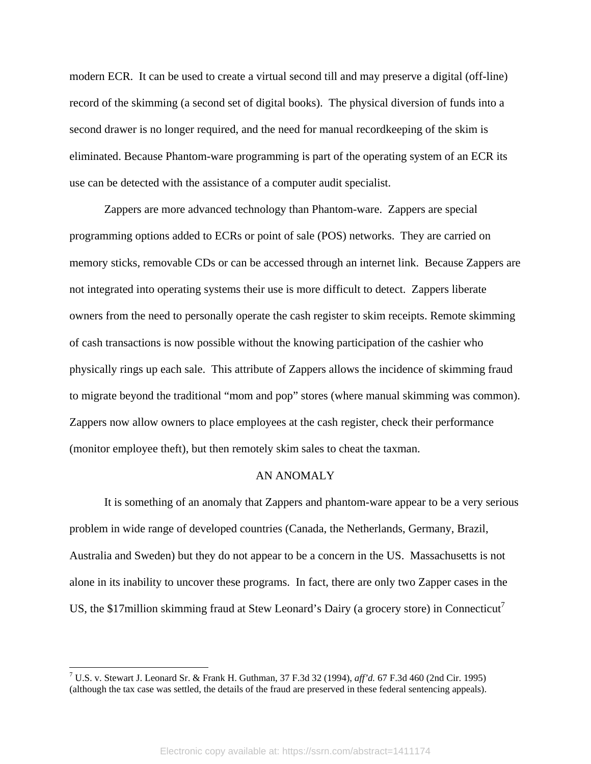modern ECR. It can be used to create a virtual second till and may preserve a digital (off-line) record of the skimming (a second set of digital books). The physical diversion of funds into a second drawer is no longer required, and the need for manual recordkeeping of the skim is eliminated. Because Phantom-ware programming is part of the operating system of an ECR its use can be detected with the assistance of a computer audit specialist.

Zappers are more advanced technology than Phantom-ware. Zappers are special programming options added to ECRs or point of sale (POS) networks. They are carried on memory sticks, removable CDs or can be accessed through an internet link. Because Zappers are not integrated into operating systems their use is more difficult to detect. Zappers liberate owners from the need to personally operate the cash register to skim receipts. Remote skimming of cash transactions is now possible without the knowing participation of the cashier who physically rings up each sale. This attribute of Zappers allows the incidence of skimming fraud to migrate beyond the traditional "mom and pop" stores (where manual skimming was common). Zappers now allow owners to place employees at the cash register, check their performance (monitor employee theft), but then remotely skim sales to cheat the taxman.

## AN ANOMALY

It is something of an anomaly that Zappers and phantom-ware appear to be a very serious problem in wide range of developed countries (Canada, the Netherlands, Germany, Brazil, Australia and Sweden) but they do not appear to be a concern in the US. Massachusetts is not alone in its inability to uncover these programs. In fact, there are only two Zapper cases in the US, the $17million skimming fraud at Stew Leonard's Dairy (a grocery store) in Connecticut[7]

---

[7] U.S. v. Stewart J. Leonard Sr. & Frank H. Guthman, 37 F.3d 32 (1994), *aff'd.* 67 F.3d 460 (2nd Cir. 1995) (although the tax case was settled, the details of the fraud are preserved in these federal sentencing appeals).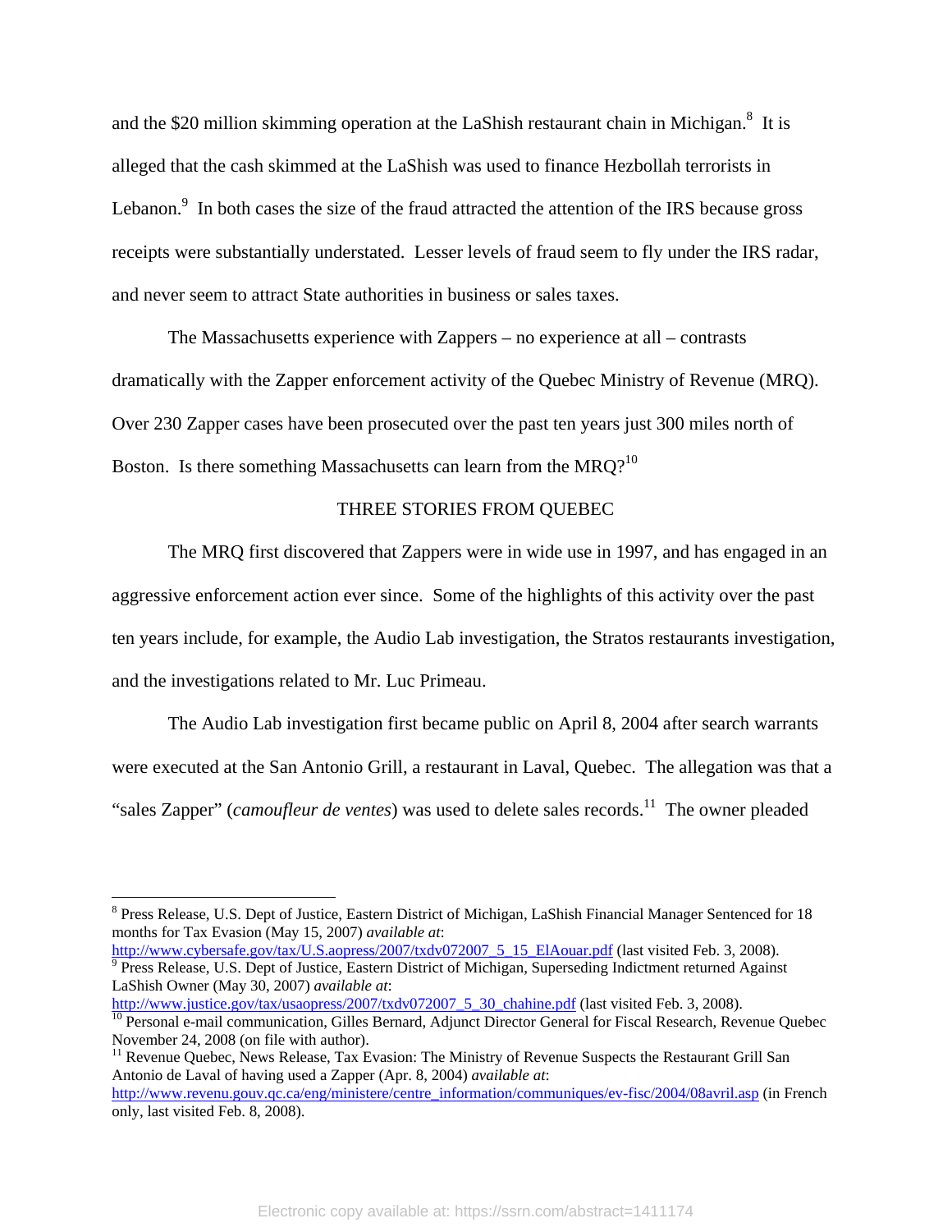and the $20 million skimming operation at the LaShish restaurant chain in Michigan.[8] It is alleged that the cash skimmed at the LaShish was used to finance Hezbollah terrorists in Lebanon.[9] In both cases the size of the fraud attracted the attention of the IRS because gross receipts were substantially understated. Lesser levels of fraud seem to fly under the IRS radar, and never seem to attract State authorities in business or sales taxes.

The Massachusetts experience with Zappers – no experience at all – contrasts dramatically with the Zapper enforcement activity of the Quebec Ministry of Revenue (MRQ). Over 230 Zapper cases have been prosecuted over the past ten years just 300 miles north of Boston. Is there something Massachusetts can learn from the MRQ?[10]

## THREE STORIES FROM QUEBEC

The MRQ first discovered that Zappers were in wide use in 1997, and has engaged in an aggressive enforcement action ever since. Some of the highlights of this activity over the past ten years include, for example, the Audio Lab investigation, the Stratos restaurants investigation, and the investigations related to Mr. Luc Primeau.

The Audio Lab investigation first became public on April 8, 2004 after search warrants were executed at the San Antonio Grill, a restaurant in Laval, Quebec. The allegation was that a "sales Zapper" (*camoufleur de ventes*) was used to delete sales records.[11] The owner pleaded

---

[8] Press Release, U.S. Dept of Justice, Eastern District of Michigan, LaShish Financial Manager Sentenced for 18 months for Tax Evasion (May 15, 2007) *available at*: http://www.cybersafe.gov/tax/U.S.aopress/2007/txdv072007_5_15_ElAouar.pdf (last visited Feb. 3, 2008).

[9] Press Release, U.S. Dept of Justice, Eastern District of Michigan, Superseding Indictment returned Against LaShish Owner (May 30, 2007) *available at*: http://www.justice.gov/tax/usaopress/2007/txdv072007_5_30_chahine.pdf (last visited Feb. 3, 2008).

[10] Personal e-mail communication, Gilles Bernard, Adjunct Director General for Fiscal Research, Revenue Quebec November 24, 2008 (on file with author).

[11] Revenue Quebec, News Release, Tax Evasion: The Ministry of Revenue Suspects the Restaurant Grill San Antonio de Laval of having used a Zapper (Apr. 8, 2004) *available at*: http://www.revenu.gouv.qc.ca/eng/ministere/centre_information/communiques/ev-fisc/2004/08avril.asp (in French only, last visited Feb. 8, 2008).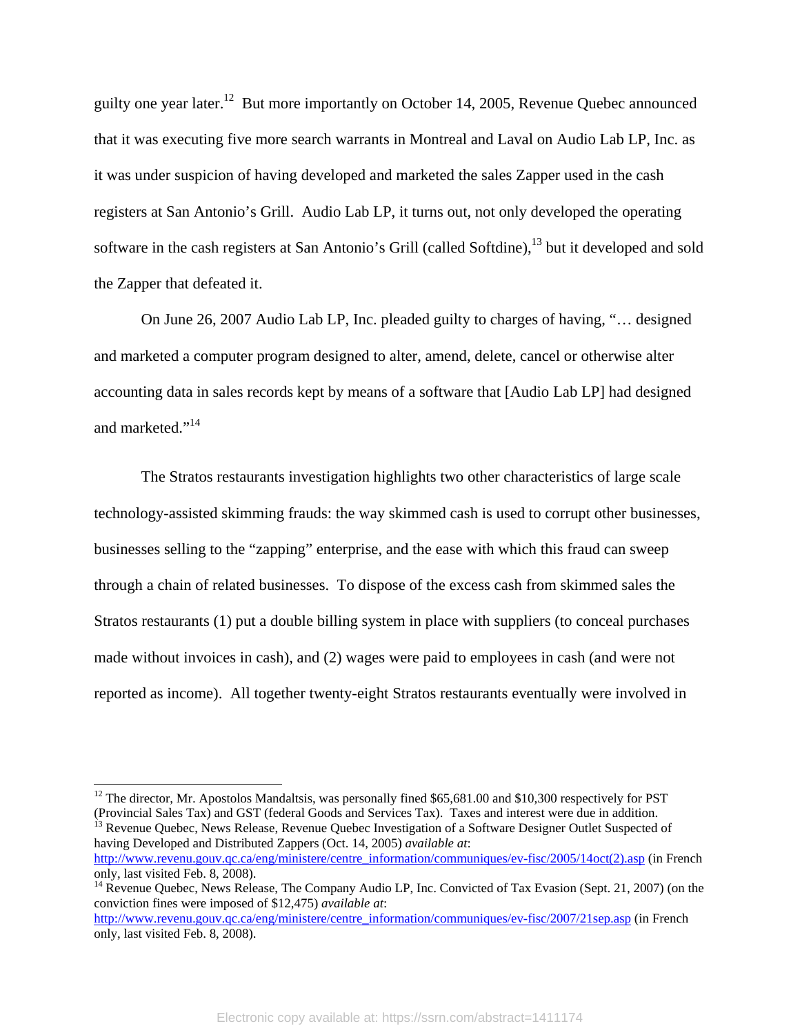guilty one year later.[12] But more importantly on October 14, 2005, Revenue Quebec announced that it was executing five more search warrants in Montreal and Laval on Audio Lab LP, Inc. as it was under suspicion of having developed and marketed the sales Zapper used in the cash registers at San Antonio's Grill. Audio Lab LP, it turns out, not only developed the operating software in the cash registers at San Antonio's Grill (called Softdine),[13] but it developed and sold the Zapper that defeated it.

On June 26, 2007 Audio Lab LP, Inc. pleaded guilty to charges of having, "… designed and marketed a computer program designed to alter, amend, delete, cancel or otherwise alter accounting data in sales records kept by means of a software that [Audio Lab LP] had designed and marketed."[14]

The Stratos restaurants investigation highlights two other characteristics of large scale technology-assisted skimming frauds: the way skimmed cash is used to corrupt other businesses, businesses selling to the "zapping" enterprise, and the ease with which this fraud can sweep through a chain of related businesses. To dispose of the excess cash from skimmed sales the Stratos restaurants (1) put a double billing system in place with suppliers (to conceal purchases made without invoices in cash), and (2) wages were paid to employees in cash (and were not reported as income). All together twenty-eight Stratos restaurants eventually were involved in

---

[12] The director, Mr. Apostolos Mandaltsis, was personally fined $65,681.00 and $10,300 respectively for PST (Provincial Sales Tax) and GST (federal Goods and Services Tax). Taxes and interest were due in addition.

[13] Revenue Quebec, News Release, Revenue Quebec Investigation of a Software Designer Outlet Suspected of having Developed and Distributed Zappers (Oct. 14, 2005) *available at*: http://www.revenu.gouv.qc.ca/eng/ministere/centre_information/communiques/ev-fisc/2005/14oct(2).asp (in French only, last visited Feb. 8, 2008).

[14] Revenue Quebec, News Release, The Company Audio LP, Inc. Convicted of Tax Evasion (Sept. 21, 2007) (on the conviction fines were imposed of $12,475) *available at*: http://www.revenu.gouv.qc.ca/eng/ministere/centre_information/communiques/ev-fisc/2007/21sep.asp (in French only, last visited Feb. 8, 2008).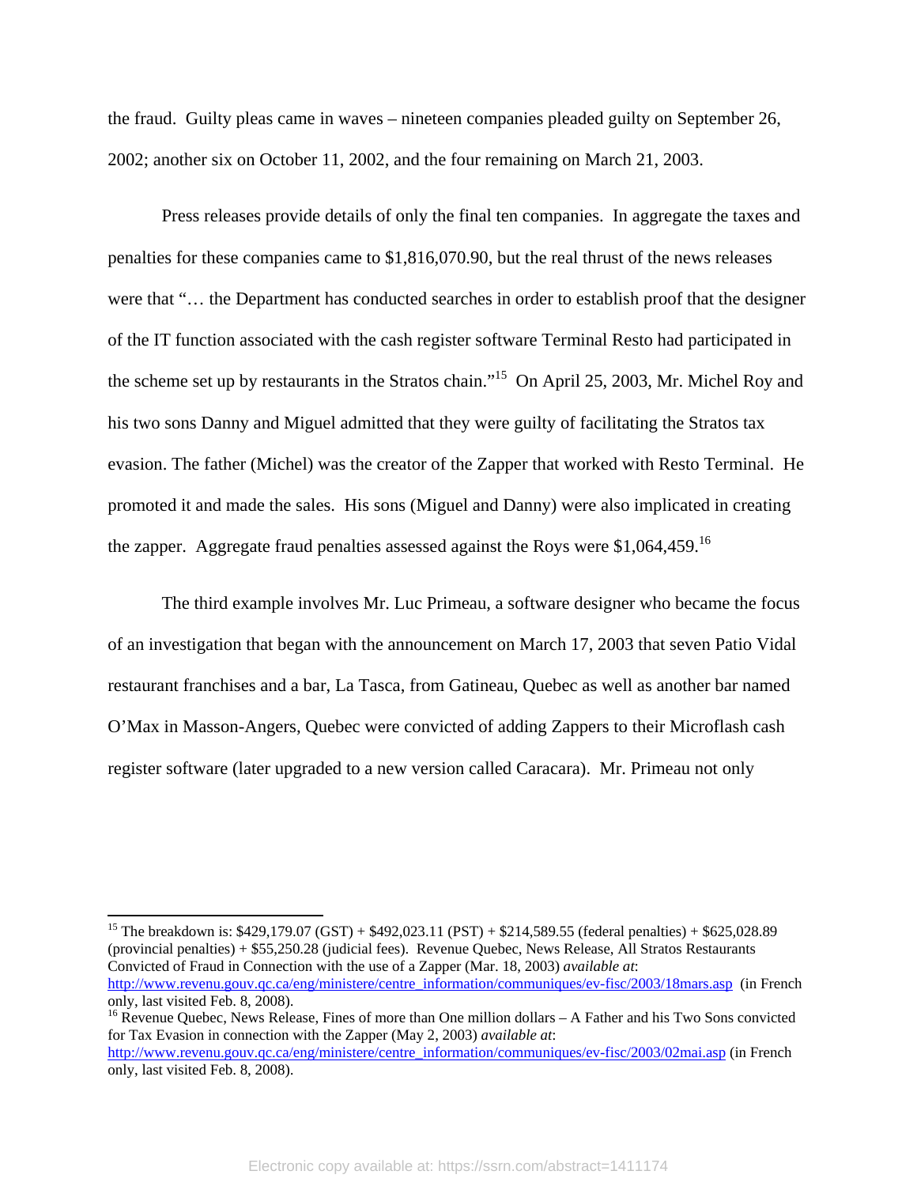the fraud. Guilty pleas came in waves – nineteen companies pleaded guilty on September 26, 2002; another six on October 11, 2002, and the four remaining on March 21, 2003.

Press releases provide details of only the final ten companies. In aggregate the taxes and penalties for these companies came to $1,816,070.90, but the real thrust of the news releases were that "… the Department has conducted searches in order to establish proof that the designer of the IT function associated with the cash register software Terminal Resto had participated in the scheme set up by restaurants in the Stratos chain."[15] On April 25, 2003, Mr. Michel Roy and his two sons Danny and Miguel admitted that they were guilty of facilitating the Stratos tax evasion. The father (Michel) was the creator of the Zapper that worked with Resto Terminal. He promoted it and made the sales. His sons (Miguel and Danny) were also implicated in creating the zapper. Aggregate fraud penalties assessed against the Roys were $1,064,459.[16]

The third example involves Mr. Luc Primeau, a software designer who became the focus of an investigation that began with the announcement on March 17, 2003 that seven Patio Vidal restaurant franchises and a bar, La Tasca, from Gatineau, Quebec as well as another bar named O'Max in Masson-Angers, Quebec were convicted of adding Zappers to their Microflash cash register software (later upgraded to a new version called Caracara). Mr. Primeau not only

---

[15] The breakdown is: $429,179.07 (GST) + $492,023.11 (PST) + $214,589.55 (federal penalties) + $625,028.89 (provincial penalties) + $55,250.28 (judicial fees). Revenue Quebec, News Release, All Stratos Restaurants Convicted of Fraud in Connection with the use of a Zapper (Mar. 18, 2003) *available at*: http://www.revenu.gouv.qc.ca/eng/ministere/centre_information/communiques/ev-fisc/2003/18mars.asp (in French only, last visited Feb. 8, 2008).

[16] Revenue Quebec, News Release, Fines of more than One million dollars – A Father and his Two Sons convicted for Tax Evasion in connection with the Zapper (May 2, 2003) *available at*: http://www.revenu.gouv.qc.ca/eng/ministere/centre_information/communiques/ev-fisc/2003/02mai.asp (in French only, last visited Feb. 8, 2008).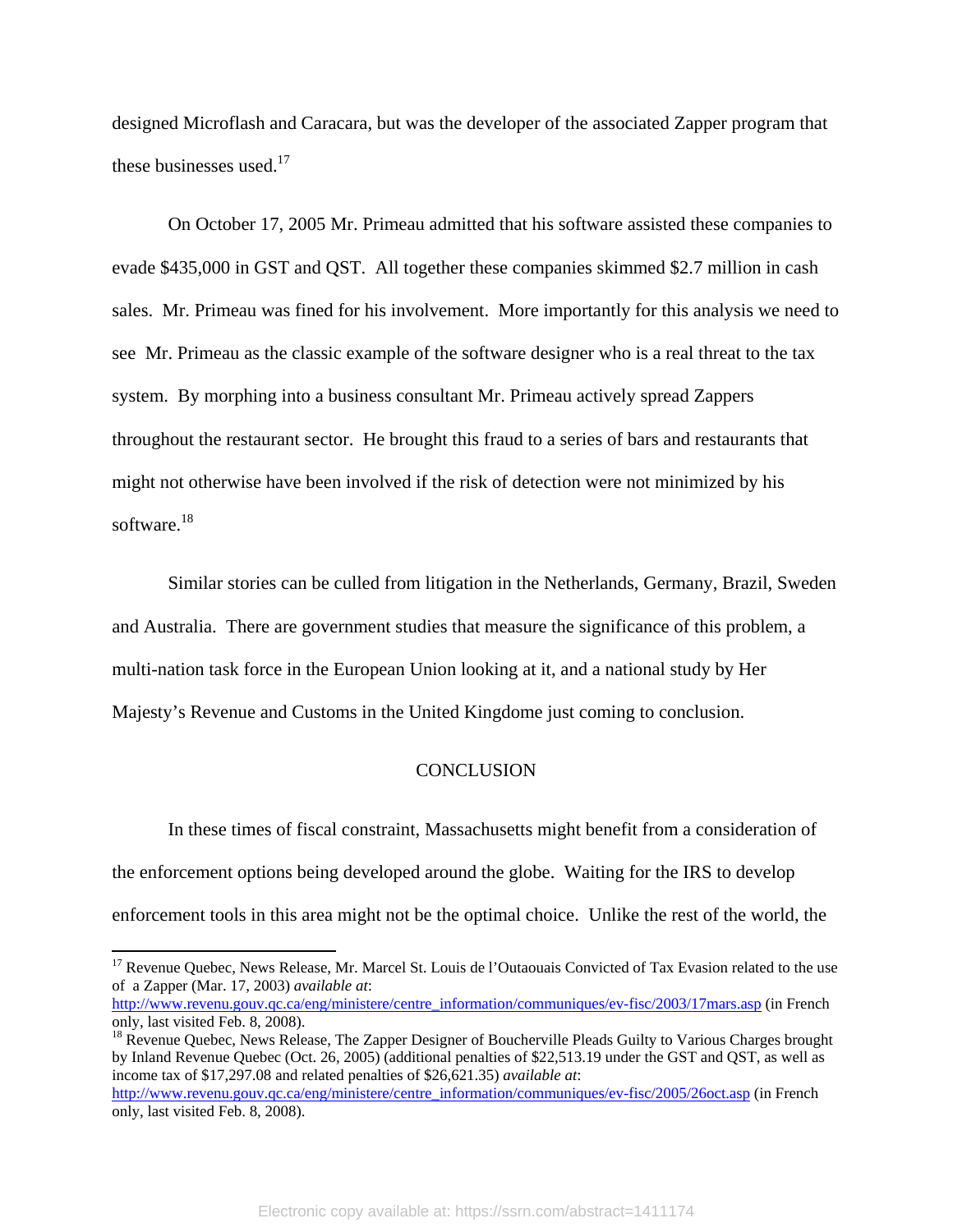designed Microflash and Caracara, but was the developer of the associated Zapper program that these businesses used.[17]

On October 17, 2005 Mr. Primeau admitted that his software assisted these companies to evade $435,000 in GST and QST. All together these companies skimmed $2.7 million in cash sales. Mr. Primeau was fined for his involvement. More importantly for this analysis we need to see Mr. Primeau as the classic example of the software designer who is a real threat to the tax system. By morphing into a business consultant Mr. Primeau actively spread Zappers throughout the restaurant sector. He brought this fraud to a series of bars and restaurants that might not otherwise have been involved if the risk of detection were not minimized by his software.[18]

Similar stories can be culled from litigation in the Netherlands, Germany, Brazil, Sweden and Australia. There are government studies that measure the significance of this problem, a multi-nation task force in the European Union looking at it, and a national study by Her Majesty's Revenue and Customs in the United Kingdome just coming to conclusion.

## CONCLUSION

In these times of fiscal constraint, Massachusetts might benefit from a consideration of the enforcement options being developed around the globe. Waiting for the IRS to develop enforcement tools in this area might not be the optimal choice. Unlike the rest of the world, the

---

[17] Revenue Quebec, News Release, Mr. Marcel St. Louis de l'Outaouais Convicted of Tax Evasion related to the use of a Zapper (Mar. 17, 2003) *available at*: http://www.revenu.gouv.qc.ca/eng/ministere/centre_information/communiques/ev-fisc/2003/17mars.asp (in French only, last visited Feb. 8, 2008).

[18] Revenue Quebec, News Release, The Zapper Designer of Boucherville Pleads Guilty to Various Charges brought by Inland Revenue Quebec (Oct. 26, 2005) (additional penalties of $22,513.19 under the GST and QST, as well as income tax of $17,297.08 and related penalties of $26,621.35) *available at*: http://www.revenu.gouv.qc.ca/eng/ministere/centre_information/communiques/ev-fisc/2005/26oct.asp (in French only, last visited Feb. 8, 2008).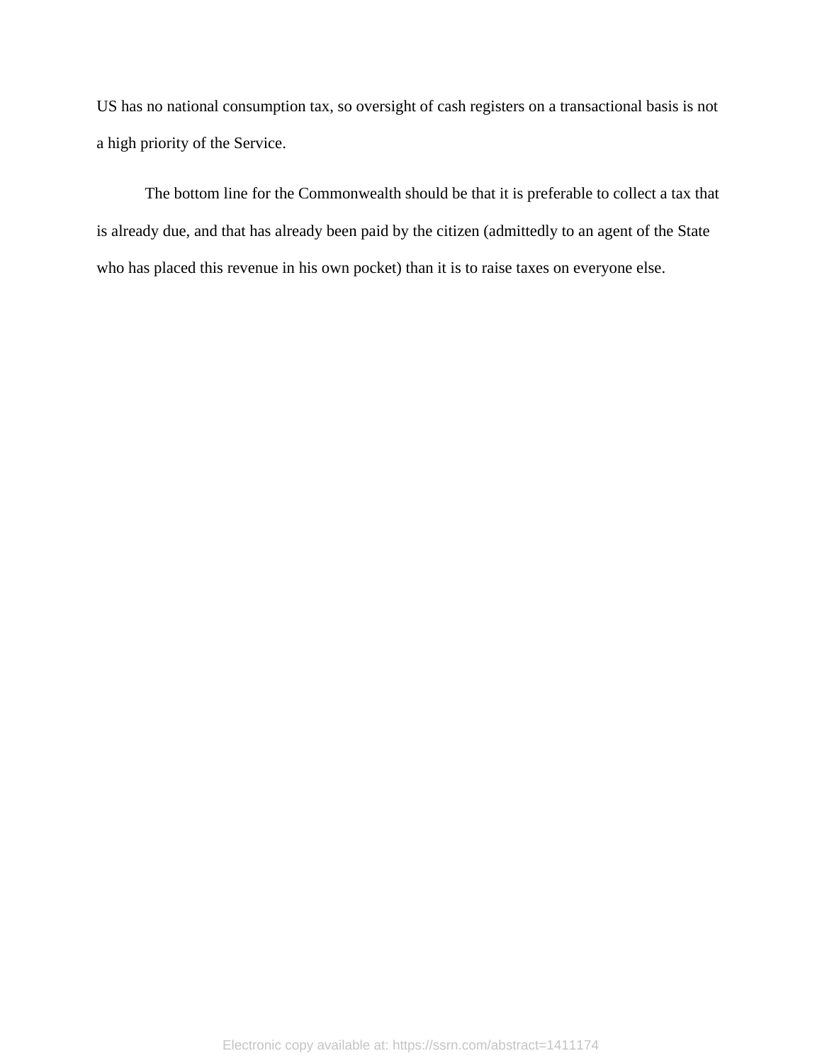US has no national consumption tax, so oversight of cash registers on a transactional basis is not a high priority of the Service.

The bottom line for the Commonwealth should be that it is preferable to collect a tax that is already due, and that has already been paid by the citizen (admittedly to an agent of the State who has placed this revenue in his own pocket) than it is to raise taxes on everyone else.